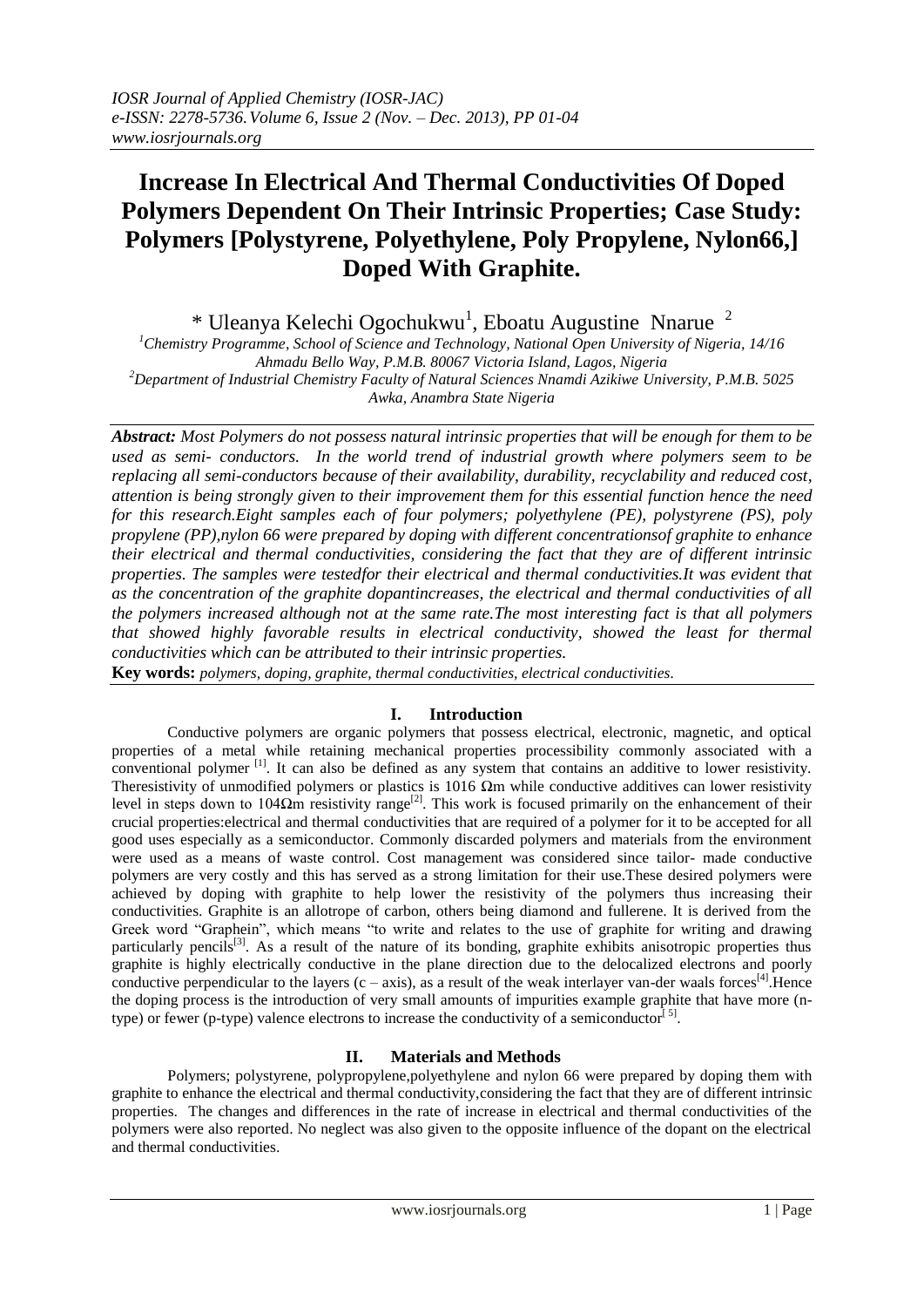# Increase In Electrical And Thermal Conductivities Of Doped Polymers Dependent On Their Intrinsic Properties; Case Study: Polymers [Polystyrene, Polyethylene, Poly Propylene, Nylon66,] Doped With Graphite.

\* Uleanya Kelechi Ogochukwu[1], Eboatu Augustine Nnarue [2]

[1]Chemistry Programme, School of Science and Technology, National Open University of Nigeria, 14/16 Ahmadu Bello Way, P.M.B. 80067 Victoria Island, Lagos, Nigeria
[2]Department of Industrial Chemistry Faculty of Natural Sciences Nnamdi Azikiwe University, P.M.B. 5025 Awka, Anambra State Nigeria

***Abstract:*** *Most Polymers do not possess natural intrinsic properties that will be enough for them to be used as semi- conductors. In the world trend of industrial growth where polymers seem to be replacing all semi-conductors because of their availability, durability, recyclability and reduced cost, attention is being strongly given to their improvement them for this essential function hence the need for this research.Eight samples each of four polymers; polyethylene (PE), polystyrene (PS), poly propylene (PP),nylon 66 were prepared by doping with different concentrationsof graphite to enhance their electrical and thermal conductivities, considering the fact that they are of different intrinsic properties. The samples were testedfor their electrical and thermal conductivities.It was evident that as the concentration of the graphite dopantincreases, the electrical and thermal conductivities of all the polymers increased although not at the same rate.The most interesting fact is that all polymers that showed highly favorable results in electrical conductivity, showed the least for thermal conductivities which can be attributed to their intrinsic properties.*

**Key words:** *polymers, doping, graphite, thermal conductivities, electrical conductivities.*

## I. Introduction

Conductive polymers are organic polymers that possess electrical, electronic, magnetic, and optical properties of a metal while retaining mechanical properties processibility commonly associated with a conventional polymer [1]. It can also be defined as any system that contains an additive to lower resistivity. Theresistivity of unmodified polymers or plastics is 1016 Ωm while conductive additives can lower resistivity level in steps down to 104Ωm resistivity range[2]. This work is focused primarily on the enhancement of their crucial properties:electrical and thermal conductivities that are required of a polymer for it to be accepted for all good uses especially as a semiconductor. Commonly discarded polymers and materials from the environment were used as a means of waste control. Cost management was considered since tailor- made conductive polymers are very costly and this has served as a strong limitation for their use.These desired polymers were achieved by doping with graphite to help lower the resistivity of the polymers thus increasing their conductivities. Graphite is an allotrope of carbon, others being diamond and fullerene. It is derived from the Greek word "Graphein", which means "to write and relates to the use of graphite for writing and drawing particularly pencils[3]. As a result of the nature of its bonding, graphite exhibits anisotropic properties thus graphite is highly electrically conductive in the plane direction due to the delocalized electrons and poorly conductive perpendicular to the layers (c – axis), as a result of the weak interlayer van-der waals forces[4].Hence the doping process is the introduction of very small amounts of impurities example graphite that have more (n-type) or fewer (p-type) valence electrons to increase the conductivity of a semiconductor[5].

## II. Materials and Methods

Polymers; polystyrene, polypropylene,polyethylene and nylon 66 were prepared by doping them with graphite to enhance the electrical and thermal conductivity,considering the fact that they are of different intrinsic properties. The changes and differences in the rate of increase in electrical and thermal conductivities of the polymers were also reported. No neglect was also given to the opposite influence of the dopant on the electrical and thermal conductivities.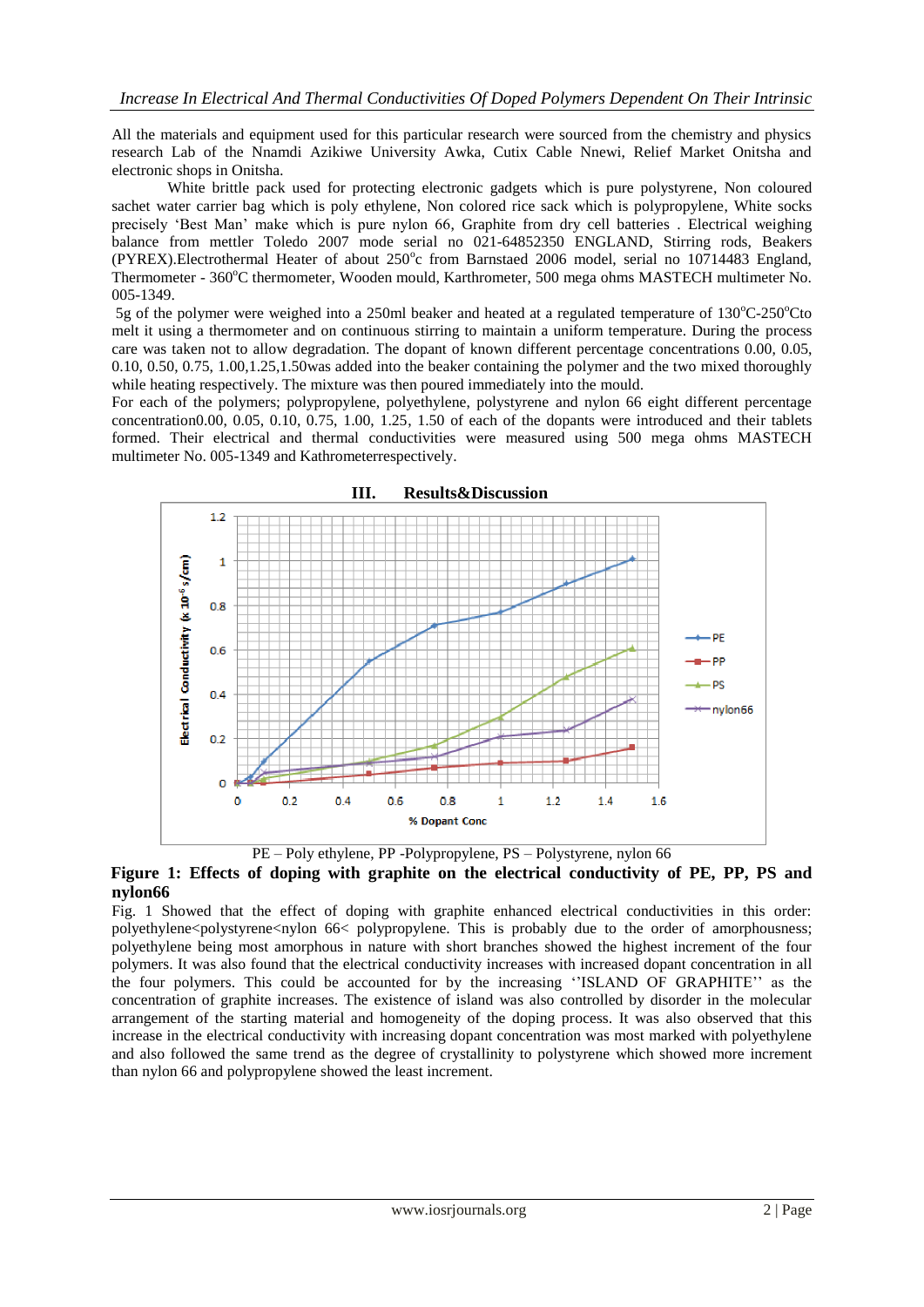All the materials and equipment used for this particular research were sourced from the chemistry and physics research Lab of the Nnamdi Azikiwe University Awka, Cutix Cable Nnewi, Relief Market Onitsha and electronic shops in Onitsha.

White brittle pack used for protecting electronic gadgets which is pure polystyrene, Non coloured sachet water carrier bag which is poly ethylene, Non colored rice sack which is polypropylene, White socks precisely 'Best Man' make which is pure nylon 66, Graphite from dry cell batteries . Electrical weighing balance from mettler Toledo 2007 mode serial no 021-64852350 ENGLAND, Stirring rods, Beakers (PYREX).Electrothermal Heater of about 250°c from Barnstaed 2006 model, serial no 10714483 England, Thermometer - 360°C thermometer, Wooden mould, Karthrometer, 500 mega ohms MASTECH multimeter No. 005-1349.

5g of the polymer were weighed into a 250ml beaker and heated at a regulated temperature of 130°C-250°Cto melt it using a thermometer and on continuous stirring to maintain a uniform temperature. During the process care was taken not to allow degradation. The dopant of known different percentage concentrations 0.00, 0.05, 0.10, 0.50, 0.75, 1.00,1.25,1.50was added into the beaker containing the polymer and the two mixed thoroughly while heating respectively. The mixture was then poured immediately into the mould.

For each of the polymers; polypropylene, polyethylene, polystyrene and nylon 66 eight different percentage concentration0.00, 0.05, 0.10, 0.75, 1.00, 1.25, 1.50 of each of the dopants were introduced and their tablets formed. Their electrical and thermal conductivities were measured using 500 mega ohms MASTECH multimeter No. 005-1349 and Kathrometerrespectively.

## III. Results&Discussion

PE – Poly ethylene, PP -Polypropylene, PS – Polystyrene, nylon 66

**Figure 1: Effects of doping with graphite on the electrical conductivity of PE, PP, PS and nylon66**

Fig. 1 Showed that the effect of doping with graphite enhanced electrical conductivities in this order: polyethylene<polystyrene<nylon 66< polypropylene. This is probably due to the order of amorphousness; polyethylene being most amorphous in nature with short branches showed the highest increment of the four polymers. It was also found that the electrical conductivity increases with increased dopant concentration in all the four polymers. This could be accounted for by the increasing ''ISLAND OF GRAPHITE'' as the concentration of graphite increases. The existence of island was also controlled by disorder in the molecular arrangement of the starting material and homogeneity of the doping process. It was also observed that this increase in the electrical conductivity with increasing dopant concentration was most marked with polyethylene and also followed the same trend as the degree of crystallinity to polystyrene which showed more increment than nylon 66 and polypropylene showed the least increment.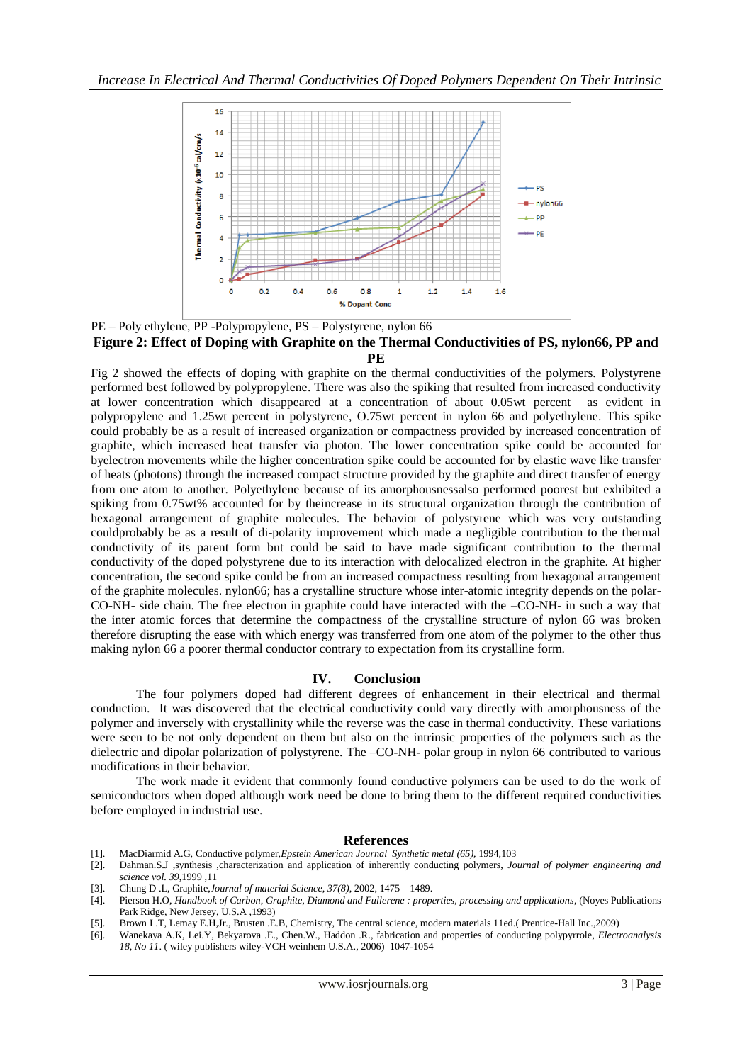PE – Poly ethylene, PP -Polypropylene, PS – Polystyrene, nylon 66

**Figure 2: Effect of Doping with Graphite on the Thermal Conductivities of PS, nylon66, PP and PE**

Fig 2 showed the effects of doping with graphite on the thermal conductivities of the polymers. Polystyrene performed best followed by polypropylene. There was also the spiking that resulted from increased conductivity at lower concentration which disappeared at a concentration of about 0.05wt percent as evident in polypropylene and 1.25wt percent in polystyrene, O.75wt percent in nylon 66 and polyethylene. This spike could probably be as a result of increased organization or compactness provided by increased concentration of graphite, which increased heat transfer via photon. The lower concentration spike could be accounted for byelectron movements while the higher concentration spike could be accounted for by elastic wave like transfer of heats (photons) through the increased compact structure provided by the graphite and direct transfer of energy from one atom to another. Polyethylene because of its amorphousnessalso performed poorest but exhibited a spiking from 0.75wt% accounted for by theincrease in its structural organization through the contribution of hexagonal arrangement of graphite molecules. The behavior of polystyrene which was very outstanding couldprobably be as a result of di-polarity improvement which made a negligible contribution to the thermal conductivity of its parent form but could be said to have made significant contribution to the thermal conductivity of the doped polystyrene due to its interaction with delocalized electron in the graphite. At higher concentration, the second spike could be from an increased compactness resulting from hexagonal arrangement of the graphite molecules. nylon66; has a crystalline structure whose inter-atomic integrity depends on the polar- CO-NH- side chain. The free electron in graphite could have interacted with the –CO-NH- in such a way that the inter atomic forces that determine the compactness of the crystalline structure of nylon 66 was broken therefore disrupting the ease with which energy was transferred from one atom of the polymer to the other thus making nylon 66 a poorer thermal conductor contrary to expectation from its crystalline form.

## IV. Conclusion

The four polymers doped had different degrees of enhancement in their electrical and thermal conduction. It was discovered that the electrical conductivity could vary directly with amorphousness of the polymer and inversely with crystallinity while the reverse was the case in thermal conductivity. These variations were seen to be not only dependent on them but also on the intrinsic properties of the polymers such as the dielectric and dipolar polarization of polystyrene. The –CO-NH- polar group in nylon 66 contributed to various modifications in their behavior.

The work made it evident that commonly found conductive polymers can be used to do the work of semiconductors when doped although work need be done to bring them to the different required conductivities before employed in industrial use.

## References

[1]. MacDiarmid A.G, Conductive polymer,*Epstein American Journal Synthetic metal (65),* 1994,103

[2]. Dahman.S.J ,synthesis ,characterization and application of inherently conducting polymers, *Journal of polymer engineering and science vol. 39,*1999 ,11

[3]. Chung D .L, Graphite,*Journal of material Science, 37(8),* 2002, 1475 – 1489.

[4]. Pierson H.O, *Handbook of Carbon, Graphite, Diamond and Fullerene : properties, processing and applications,* (Noyes Publications Park Ridge, New Jersey, U.S.A ,1993)

[5]. Brown L.T, Lemay E.H,Jr., Brusten .E.B, Chemistry, The central science, modern materials 11ed.( Prentice-Hall Inc.,2009)

[6]. Wanekaya A.K, Lei.Y, Bekyarova .E., Chen.W., Haddon .R., fabrication and properties of conducting polypyrrole, *Electroanalysis 18, No 11.* ( wiley publishers wiley-VCH weinhem U.S.A., 2006) 1047-1054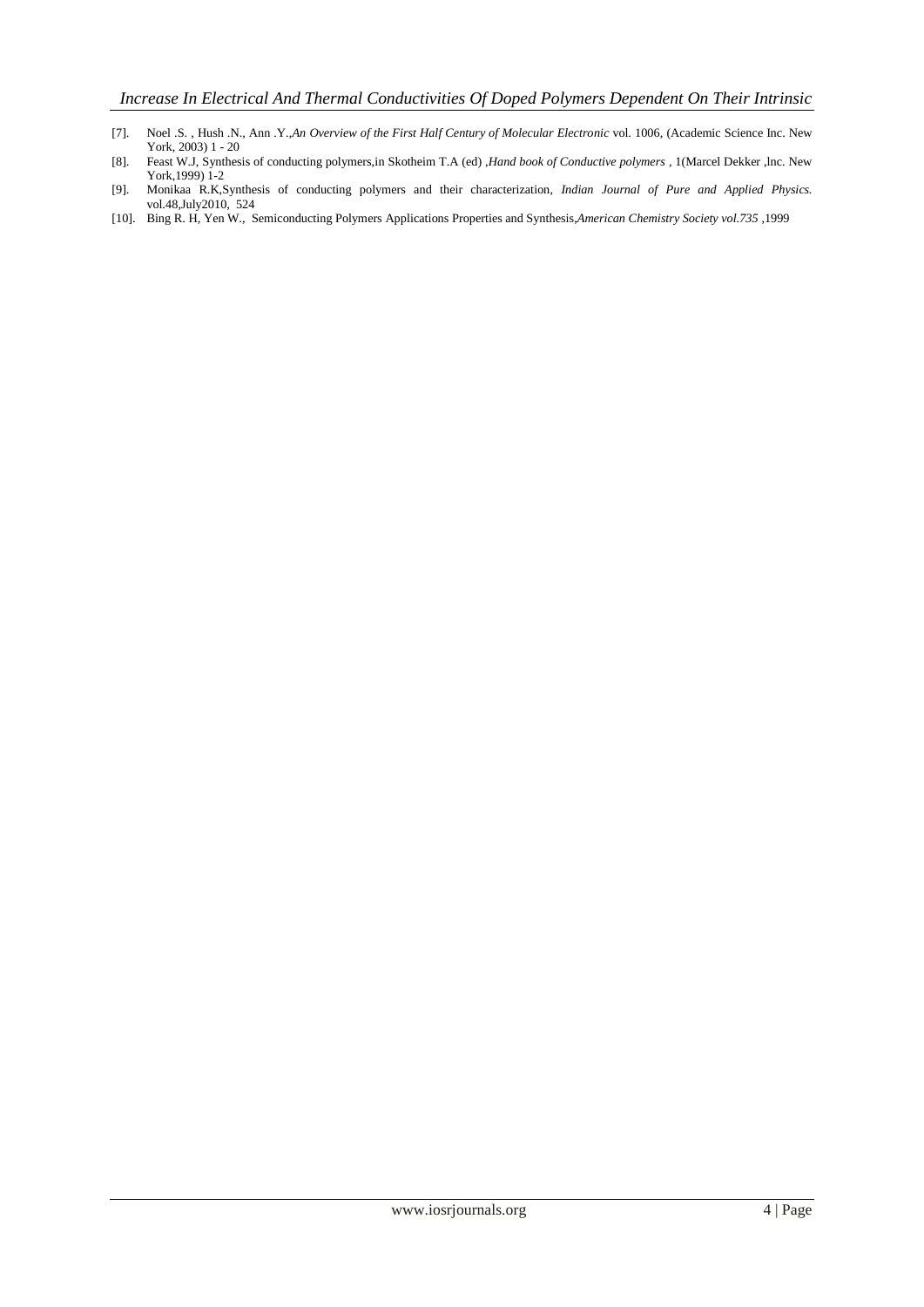[7]. Noel .S. , Hush .N., Ann .Y.,*An Overview of the First Half Century of Molecular Electronic* vol. 1006, (Academic Science Inc. New York, 2003) 1 - 20

[8]. Feast W.J, Synthesis of conducting polymers,in Skotheim T.A (ed) ,*Hand book of Conductive polymers* , 1(Marcel Dekker ,lnc. New York,1999) 1-2

[9]. Monikaa R.K,Synthesis of conducting polymers and their characterization, *Indian Journal of Pure and Applied Physics.* vol.48,July2010, 524

[10]. Bing R. H, Yen W., Semiconducting Polymers Applications Properties and Synthesis,*American Chemistry Society vol.735* ,1999